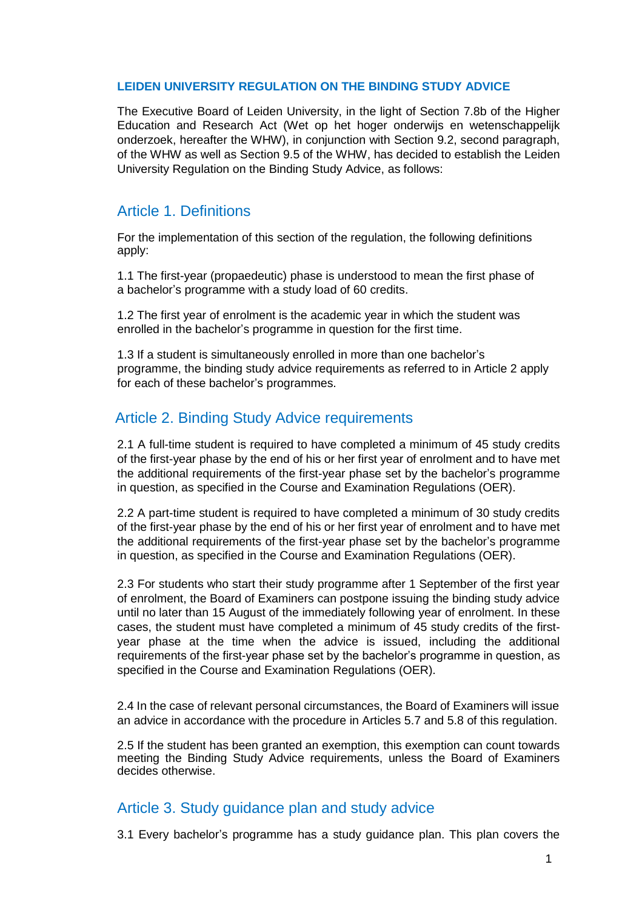# LEIDEN UNIVERSITY REGULATION ON THE BINDING STUDY ADVICE

The Executive Board of Leiden University, in the light of Section 7.8b of the Higher Education and Research Act (Wet op het hoger onderwijs en wetenschappelijk onderzoek, hereafter the WHW), in conjunction with Section 9.2, second paragraph, of the WHW as well as Section 9.5 of the WHW, has decided to establish the Leiden University Regulation on the Binding Study Advice, as follows:

## Article 1. Definitions

For the implementation of this section of the regulation, the following definitions apply:

1.1 The first-year (propaedeutic) phase is understood to mean the first phase of a bachelor's programme with a study load of 60 credits.

1.2 The first year of enrolment is the academic year in which the student was enrolled in the bachelor's programme in question for the first time.

1.3 If a student is simultaneously enrolled in more than one bachelor's programme, the binding study advice requirements as referred to in Article 2 apply for each of these bachelor's programmes.

## Article 2. Binding Study Advice requirements

2.1 A full-time student is required to have completed a minimum of 45 study credits of the first-year phase by the end of his or her first year of enrolment and to have met the additional requirements of the first-year phase set by the bachelor's programme in question, as specified in the Course and Examination Regulations (OER).

2.2 A part-time student is required to have completed a minimum of 30 study credits of the first-year phase by the end of his or her first year of enrolment and to have met the additional requirements of the first-year phase set by the bachelor's programme in question, as specified in the Course and Examination Regulations (OER).

2.3 For students who start their study programme after 1 September of the first year of enrolment, the Board of Examiners can postpone issuing the binding study advice until no later than 15 August of the immediately following year of enrolment. In these cases, the student must have completed a minimum of 45 study credits of the first-year phase at the time when the advice is issued, including the additional requirements of the first-year phase set by the bachelor's programme in question, as specified in the Course and Examination Regulations (OER).

2.4 In the case of relevant personal circumstances, the Board of Examiners will issue an advice in accordance with the procedure in Articles 5.7 and 5.8 of this regulation.

2.5 If the student has been granted an exemption, this exemption can count towards meeting the Binding Study Advice requirements, unless the Board of Examiners decides otherwise.

## Article 3. Study guidance plan and study advice

3.1 Every bachelor's programme has a study guidance plan. This plan covers the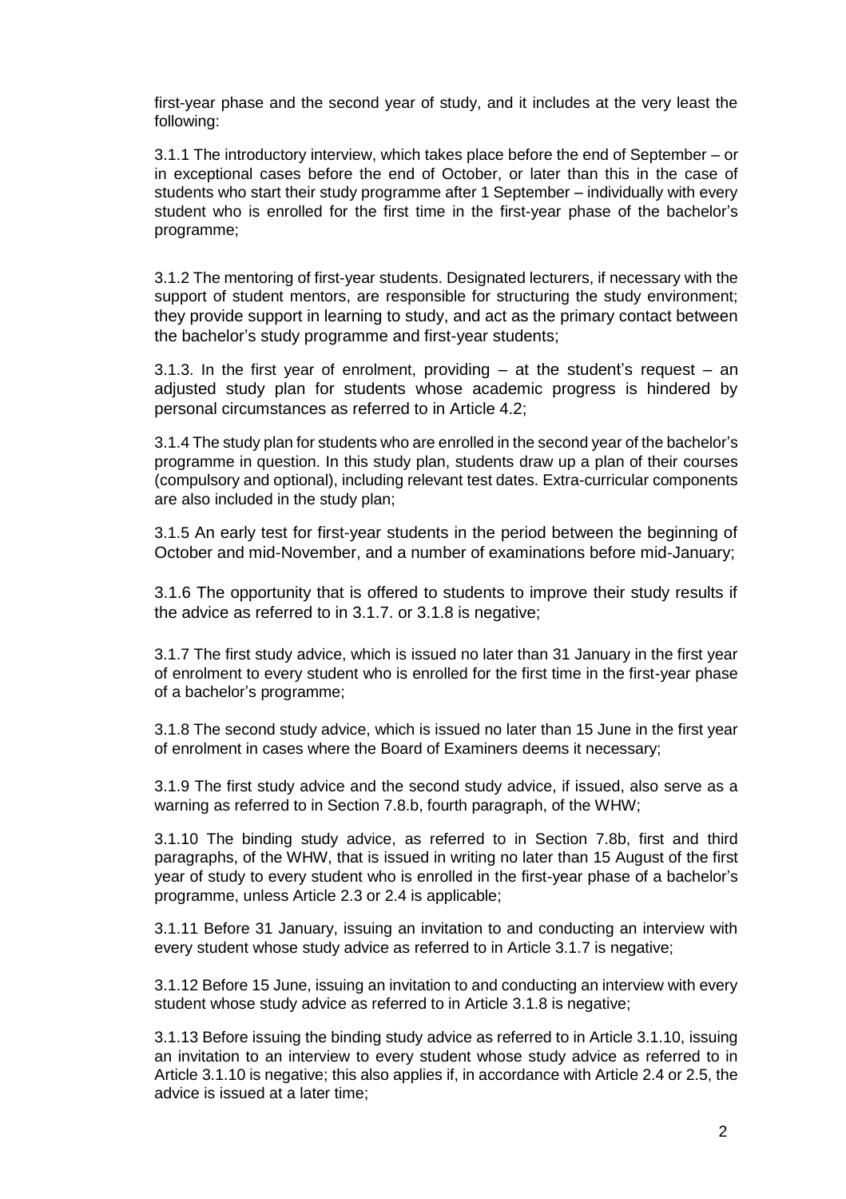first-year phase and the second year of study, and it includes at the very least the following:

3.1.1 The introductory interview, which takes place before the end of September – or in exceptional cases before the end of October, or later than this in the case of students who start their study programme after 1 September – individually with every student who is enrolled for the first time in the first-year phase of the bachelor's programme;

3.1.2 The mentoring of first-year students. Designated lecturers, if necessary with the support of student mentors, are responsible for structuring the study environment; they provide support in learning to study, and act as the primary contact between the bachelor's study programme and first-year students;

3.1.3. In the first year of enrolment, providing – at the student's request – an adjusted study plan for students whose academic progress is hindered by personal circumstances as referred to in Article 4.2;

3.1.4 The study plan for students who are enrolled in the second year of the bachelor's programme in question. In this study plan, students draw up a plan of their courses (compulsory and optional), including relevant test dates. Extra-curricular components are also included in the study plan;

3.1.5 An early test for first-year students in the period between the beginning of October and mid-November, and a number of examinations before mid-January;

3.1.6 The opportunity that is offered to students to improve their study results if the advice as referred to in 3.1.7. or 3.1.8 is negative;

3.1.7 The first study advice, which is issued no later than 31 January in the first year of enrolment to every student who is enrolled for the first time in the first-year phase of a bachelor's programme;

3.1.8 The second study advice, which is issued no later than 15 June in the first year of enrolment in cases where the Board of Examiners deems it necessary;

3.1.9 The first study advice and the second study advice, if issued, also serve as a warning as referred to in Section 7.8.b, fourth paragraph, of the WHW;

3.1.10 The binding study advice, as referred to in Section 7.8b, first and third paragraphs, of the WHW, that is issued in writing no later than 15 August of the first year of study to every student who is enrolled in the first-year phase of a bachelor's programme, unless Article 2.3 or 2.4 is applicable;

3.1.11 Before 31 January, issuing an invitation to and conducting an interview with every student whose study advice as referred to in Article 3.1.7 is negative;

3.1.12 Before 15 June, issuing an invitation to and conducting an interview with every student whose study advice as referred to in Article 3.1.8 is negative;

3.1.13 Before issuing the binding study advice as referred to in Article 3.1.10, issuing an invitation to an interview to every student whose study advice as referred to in Article 3.1.10 is negative; this also applies if, in accordance with Article 2.4 or 2.5, the advice is issued at a later time;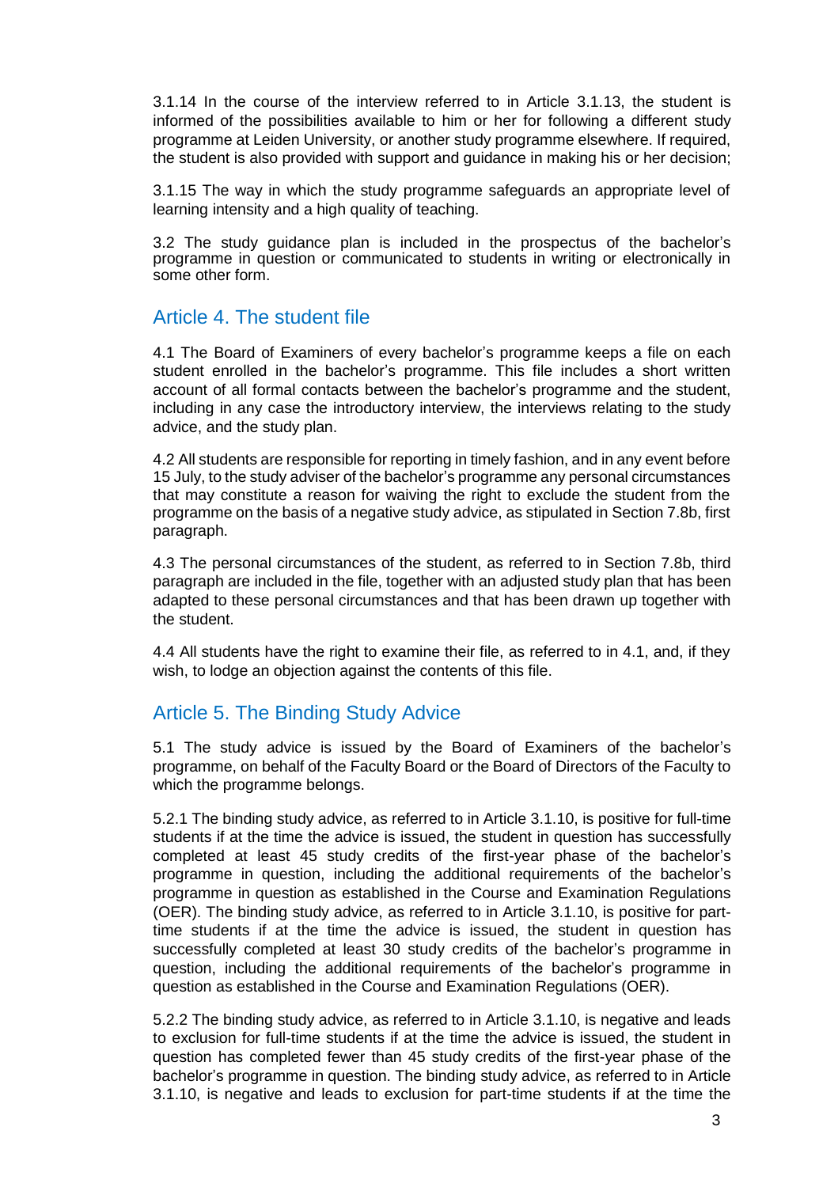3.1.14 In the course of the interview referred to in Article 3.1.13, the student is informed of the possibilities available to him or her for following a different study programme at Leiden University, or another study programme elsewhere. If required, the student is also provided with support and guidance in making his or her decision;

3.1.15 The way in which the study programme safeguards an appropriate level of learning intensity and a high quality of teaching.

3.2 The study guidance plan is included in the prospectus of the bachelor's programme in question or communicated to students in writing or electronically in some other form.

## Article 4. The student file

4.1 The Board of Examiners of every bachelor's programme keeps a file on each student enrolled in the bachelor's programme. This file includes a short written account of all formal contacts between the bachelor's programme and the student, including in any case the introductory interview, the interviews relating to the study advice, and the study plan.

4.2 All students are responsible for reporting in timely fashion, and in any event before 15 July, to the study adviser of the bachelor's programme any personal circumstances that may constitute a reason for waiving the right to exclude the student from the programme on the basis of a negative study advice, as stipulated in Section 7.8b, first paragraph.

4.3 The personal circumstances of the student, as referred to in Section 7.8b, third paragraph are included in the file, together with an adjusted study plan that has been adapted to these personal circumstances and that has been drawn up together with the student.

4.4 All students have the right to examine their file, as referred to in 4.1, and, if they wish, to lodge an objection against the contents of this file.

## Article 5. The Binding Study Advice

5.1 The study advice is issued by the Board of Examiners of the bachelor's programme, on behalf of the Faculty Board or the Board of Directors of the Faculty to which the programme belongs.

5.2.1 The binding study advice, as referred to in Article 3.1.10, is positive for full-time students if at the time the advice is issued, the student in question has successfully completed at least 45 study credits of the first-year phase of the bachelor's programme in question, including the additional requirements of the bachelor's programme in question as established in the Course and Examination Regulations (OER). The binding study advice, as referred to in Article 3.1.10, is positive for part-time students if at the time the advice is issued, the student in question has successfully completed at least 30 study credits of the bachelor's programme in question, including the additional requirements of the bachelor's programme in question as established in the Course and Examination Regulations (OER).

5.2.2 The binding study advice, as referred to in Article 3.1.10, is negative and leads to exclusion for full-time students if at the time the advice is issued, the student in question has completed fewer than 45 study credits of the first-year phase of the bachelor's programme in question. The binding study advice, as referred to in Article 3.1.10, is negative and leads to exclusion for part-time students if at the time the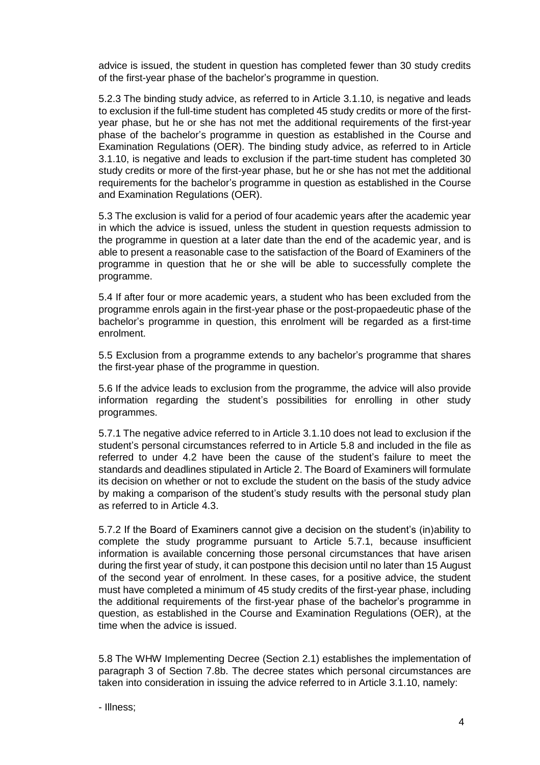advice is issued, the student in question has completed fewer than 30 study credits of the first-year phase of the bachelor's programme in question.

5.2.3 The binding study advice, as referred to in Article 3.1.10, is negative and leads to exclusion if the full-time student has completed 45 study credits or more of the first-year phase, but he or she has not met the additional requirements of the first-year phase of the bachelor's programme in question as established in the Course and Examination Regulations (OER). The binding study advice, as referred to in Article 3.1.10, is negative and leads to exclusion if the part-time student has completed 30 study credits or more of the first-year phase, but he or she has not met the additional requirements for the bachelor's programme in question as established in the Course and Examination Regulations (OER).

5.3 The exclusion is valid for a period of four academic years after the academic year in which the advice is issued, unless the student in question requests admission to the programme in question at a later date than the end of the academic year, and is able to present a reasonable case to the satisfaction of the Board of Examiners of the programme in question that he or she will be able to successfully complete the programme.

5.4 If after four or more academic years, a student who has been excluded from the programme enrols again in the first-year phase or the post-propaedeutic phase of the bachelor's programme in question, this enrolment will be regarded as a first-time enrolment.

5.5 Exclusion from a programme extends to any bachelor's programme that shares the first-year phase of the programme in question.

5.6 If the advice leads to exclusion from the programme, the advice will also provide information regarding the student's possibilities for enrolling in other study programmes.

5.7.1 The negative advice referred to in Article 3.1.10 does not lead to exclusion if the student's personal circumstances referred to in Article 5.8 and included in the file as referred to under 4.2 have been the cause of the student's failure to meet the standards and deadlines stipulated in Article 2. The Board of Examiners will formulate its decision on whether or not to exclude the student on the basis of the study advice by making a comparison of the student's study results with the personal study plan as referred to in Article 4.3.

5.7.2 If the Board of Examiners cannot give a decision on the student's (in)ability to complete the study programme pursuant to Article 5.7.1, because insufficient information is available concerning those personal circumstances that have arisen during the first year of study, it can postpone this decision until no later than 15 August of the second year of enrolment. In these cases, for a positive advice, the student must have completed a minimum of 45 study credits of the first-year phase, including the additional requirements of the first-year phase of the bachelor's programme in question, as established in the Course and Examination Regulations (OER), at the time when the advice is issued.

5.8 The WHW Implementing Decree (Section 2.1) establishes the implementation of paragraph 3 of Section 7.8b. The decree states which personal circumstances are taken into consideration in issuing the advice referred to in Article 3.1.10, namely:

- Illness;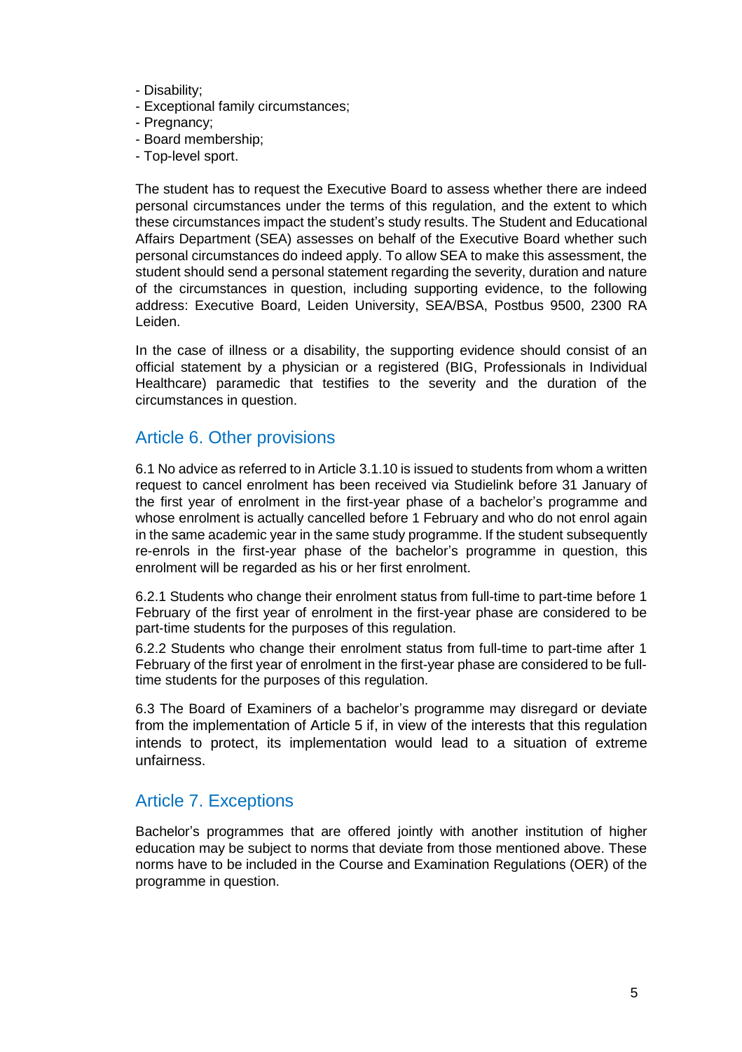- Disability;
- Exceptional family circumstances;
- Pregnancy;
- Board membership;
- Top-level sport.

The student has to request the Executive Board to assess whether there are indeed personal circumstances under the terms of this regulation, and the extent to which these circumstances impact the student's study results. The Student and Educational Affairs Department (SEA) assesses on behalf of the Executive Board whether such personal circumstances do indeed apply. To allow SEA to make this assessment, the student should send a personal statement regarding the severity, duration and nature of the circumstances in question, including supporting evidence, to the following address: Executive Board, Leiden University, SEA/BSA, Postbus 9500, 2300 RA Leiden.

In the case of illness or a disability, the supporting evidence should consist of an official statement by a physician or a registered (BIG, Professionals in Individual Healthcare) paramedic that testifies to the severity and the duration of the circumstances in question.

## Article 6. Other provisions

6.1 No advice as referred to in Article 3.1.10 is issued to students from whom a written request to cancel enrolment has been received via Studielink before 31 January of the first year of enrolment in the first-year phase of a bachelor's programme and whose enrolment is actually cancelled before 1 February and who do not enrol again in the same academic year in the same study programme. If the student subsequently re-enrols in the first-year phase of the bachelor's programme in question, this enrolment will be regarded as his or her first enrolment.

6.2.1 Students who change their enrolment status from full-time to part-time before 1 February of the first year of enrolment in the first-year phase are considered to be part-time students for the purposes of this regulation.

6.2.2 Students who change their enrolment status from full-time to part-time after 1 February of the first year of enrolment in the first-year phase are considered to be full-time students for the purposes of this regulation.

6.3 The Board of Examiners of a bachelor's programme may disregard or deviate from the implementation of Article 5 if, in view of the interests that this regulation intends to protect, its implementation would lead to a situation of extreme unfairness.

## Article 7. Exceptions

Bachelor's programmes that are offered jointly with another institution of higher education may be subject to norms that deviate from those mentioned above. These norms have to be included in the Course and Examination Regulations (OER) of the programme in question.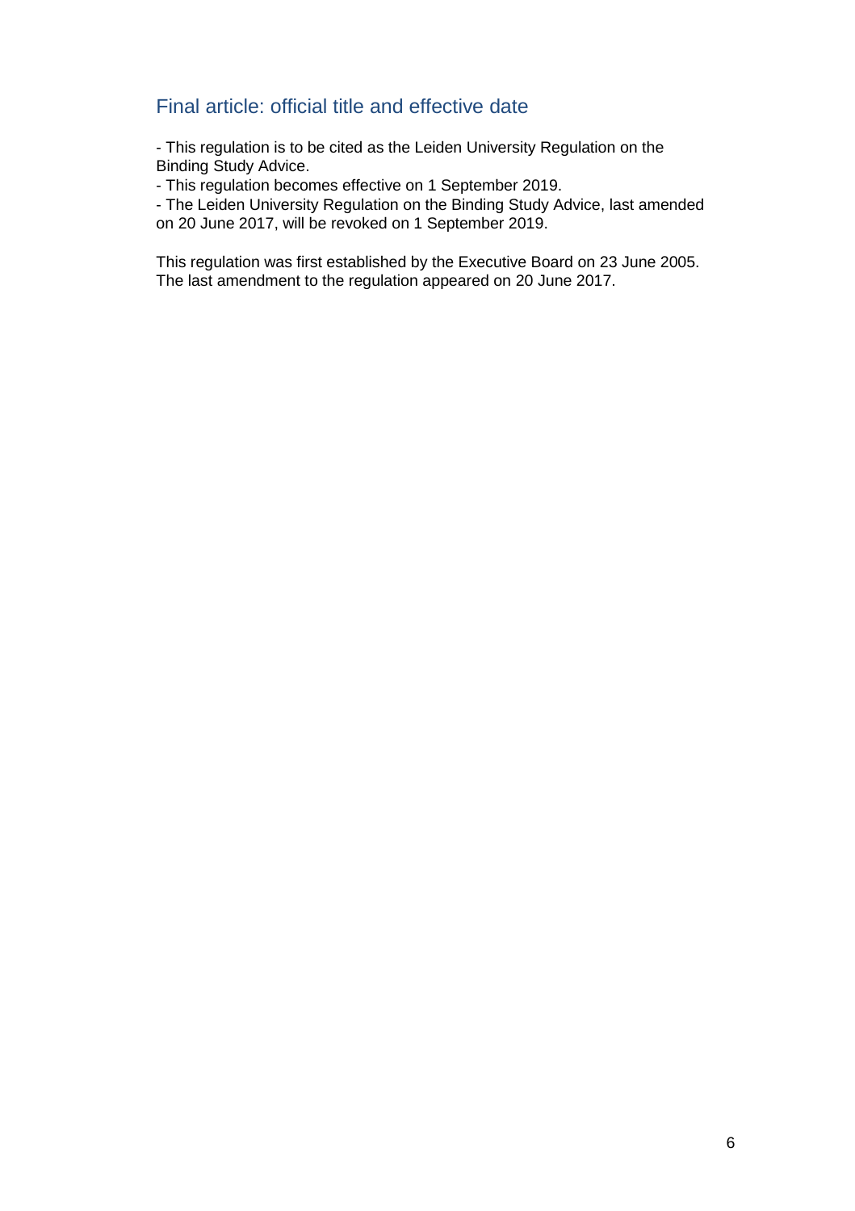## Final article: official title and effective date

- This regulation is to be cited as the Leiden University Regulation on the Binding Study Advice.
- This regulation becomes effective on 1 September 2019.
- The Leiden University Regulation on the Binding Study Advice, last amended on 20 June 2017, will be revoked on 1 September 2019.

This regulation was first established by the Executive Board on 23 June 2005. The last amendment to the regulation appeared on 20 June 2017.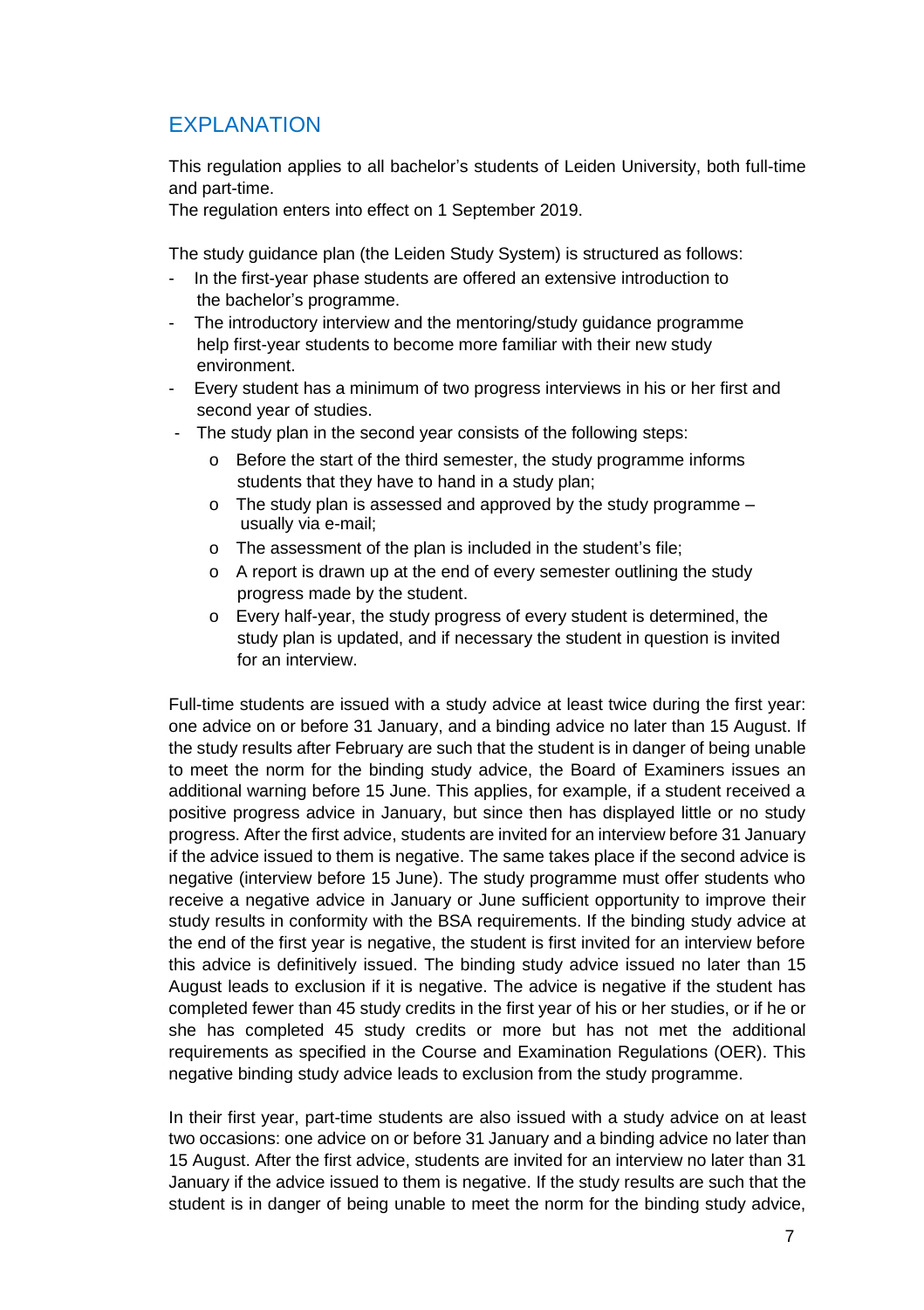## EXPLANATION

This regulation applies to all bachelor's students of Leiden University, both full-time and part-time.
The regulation enters into effect on 1 September 2019.

The study guidance plan (the Leiden Study System) is structured as follows:

- In the first-year phase students are offered an extensive introduction to the bachelor's programme.
- The introductory interview and the mentoring/study guidance programme help first-year students to become more familiar with their new study environment.
- Every student has a minimum of two progress interviews in his or her first and second year of studies.
- The study plan in the second year consists of the following steps:
  - Before the start of the third semester, the study programme informs students that they have to hand in a study plan;
  - The study plan is assessed and approved by the study programme – usually via e-mail;
  - The assessment of the plan is included in the student's file;
  - A report is drawn up at the end of every semester outlining the study progress made by the student.
  - Every half-year, the study progress of every student is determined, the study plan is updated, and if necessary the student in question is invited for an interview.

Full-time students are issued with a study advice at least twice during the first year: one advice on or before 31 January, and a binding advice no later than 15 August. If the study results after February are such that the student is in danger of being unable to meet the norm for the binding study advice, the Board of Examiners issues an additional warning before 15 June. This applies, for example, if a student received a positive progress advice in January, but since then has displayed little or no study progress. After the first advice, students are invited for an interview before 31 January if the advice issued to them is negative. The same takes place if the second advice is negative (interview before 15 June). The study programme must offer students who receive a negative advice in January or June sufficient opportunity to improve their study results in conformity with the BSA requirements. If the binding study advice at the end of the first year is negative, the student is first invited for an interview before this advice is definitively issued. The binding study advice issued no later than 15 August leads to exclusion if it is negative. The advice is negative if the student has completed fewer than 45 study credits in the first year of his or her studies, or if he or she has completed 45 study credits or more but has not met the additional requirements as specified in the Course and Examination Regulations (OER). This negative binding study advice leads to exclusion from the study programme.

In their first year, part-time students are also issued with a study advice on at least two occasions: one advice on or before 31 January and a binding advice no later than 15 August. After the first advice, students are invited for an interview no later than 31 January if the advice issued to them is negative. If the study results are such that the student is in danger of being unable to meet the norm for the binding study advice,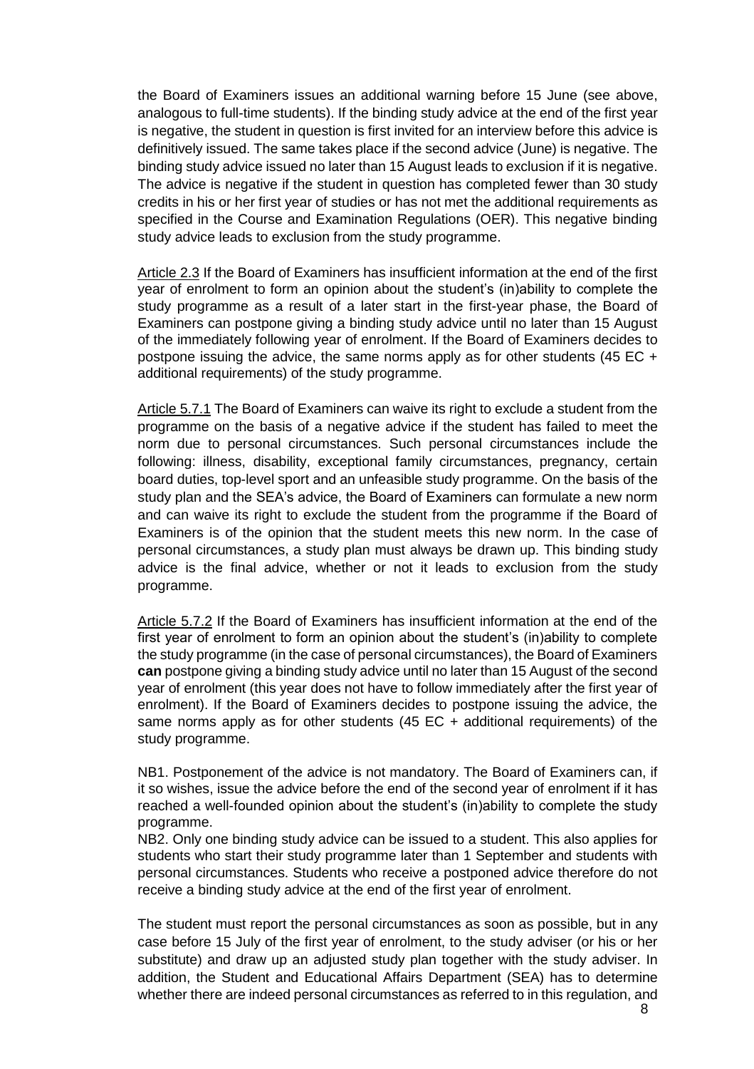the Board of Examiners issues an additional warning before 15 June (see above, analogous to full-time students). If the binding study advice at the end of the first year is negative, the student in question is first invited for an interview before this advice is definitively issued. The same takes place if the second advice (June) is negative. The binding study advice issued no later than 15 August leads to exclusion if it is negative. The advice is negative if the student in question has completed fewer than 30 study credits in his or her first year of studies or has not met the additional requirements as specified in the Course and Examination Regulations (OER). This negative binding study advice leads to exclusion from the study programme.

<u>Article 2.3</u> If the Board of Examiners has insufficient information at the end of the first year of enrolment to form an opinion about the student's (in)ability to complete the study programme as a result of a later start in the first-year phase, the Board of Examiners can postpone giving a binding study advice until no later than 15 August of the immediately following year of enrolment. If the Board of Examiners decides to postpone issuing the advice, the same norms apply as for other students (45 EC + additional requirements) of the study programme.

<u>Article 5.7.1</u> The Board of Examiners can waive its right to exclude a student from the programme on the basis of a negative advice if the student has failed to meet the norm due to personal circumstances. Such personal circumstances include the following: illness, disability, exceptional family circumstances, pregnancy, certain board duties, top-level sport and an unfeasible study programme. On the basis of the study plan and the SEA's advice, the Board of Examiners can formulate a new norm and can waive its right to exclude the student from the programme if the Board of Examiners is of the opinion that the student meets this new norm. In the case of personal circumstances, a study plan must always be drawn up. This binding study advice is the final advice, whether or not it leads to exclusion from the study programme.

<u>Article 5.7.2</u> If the Board of Examiners has insufficient information at the end of the first year of enrolment to form an opinion about the student's (in)ability to complete the study programme (in the case of personal circumstances), the Board of Examiners **can** postpone giving a binding study advice until no later than 15 August of the second year of enrolment (this year does not have to follow immediately after the first year of enrolment). If the Board of Examiners decides to postpone issuing the advice, the same norms apply as for other students (45 EC + additional requirements) of the study programme.

NB1. Postponement of the advice is not mandatory. The Board of Examiners can, if it so wishes, issue the advice before the end of the second year of enrolment if it has reached a well-founded opinion about the student's (in)ability to complete the study programme.
NB2. Only one binding study advice can be issued to a student. This also applies for students who start their study programme later than 1 September and students with personal circumstances. Students who receive a postponed advice therefore do not receive a binding study advice at the end of the first year of enrolment.

The student must report the personal circumstances as soon as possible, but in any case before 15 July of the first year of enrolment, to the study adviser (or his or her substitute) and draw up an adjusted study plan together with the study adviser. In addition, the Student and Educational Affairs Department (SEA) has to determine whether there are indeed personal circumstances as referred to in this regulation, and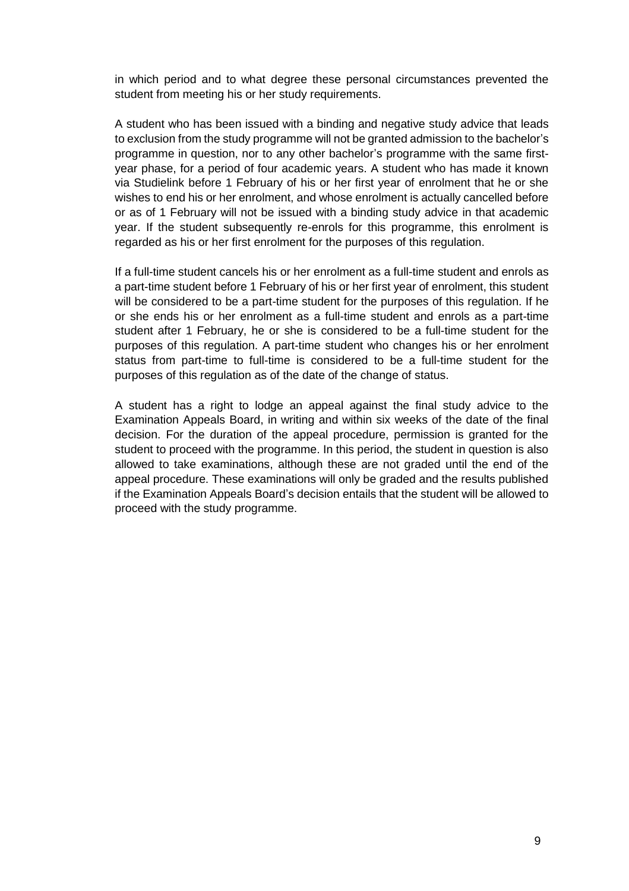in which period and to what degree these personal circumstances prevented the student from meeting his or her study requirements.

A student who has been issued with a binding and negative study advice that leads to exclusion from the study programme will not be granted admission to the bachelor's programme in question, nor to any other bachelor's programme with the same first-year phase, for a period of four academic years. A student who has made it known via Studielink before 1 February of his or her first year of enrolment that he or she wishes to end his or her enrolment, and whose enrolment is actually cancelled before or as of 1 February will not be issued with a binding study advice in that academic year. If the student subsequently re-enrols for this programme, this enrolment is regarded as his or her first enrolment for the purposes of this regulation.

If a full-time student cancels his or her enrolment as a full-time student and enrols as a part-time student before 1 February of his or her first year of enrolment, this student will be considered to be a part-time student for the purposes of this regulation. If he or she ends his or her enrolment as a full-time student and enrols as a part-time student after 1 February, he or she is considered to be a full-time student for the purposes of this regulation. A part-time student who changes his or her enrolment status from part-time to full-time is considered to be a full-time student for the purposes of this regulation as of the date of the change of status.

A student has a right to lodge an appeal against the final study advice to the Examination Appeals Board, in writing and within six weeks of the date of the final decision. For the duration of the appeal procedure, permission is granted for the student to proceed with the programme. In this period, the student in question is also allowed to take examinations, although these are not graded until the end of the appeal procedure. These examinations will only be graded and the results published if the Examination Appeals Board's decision entails that the student will be allowed to proceed with the study programme.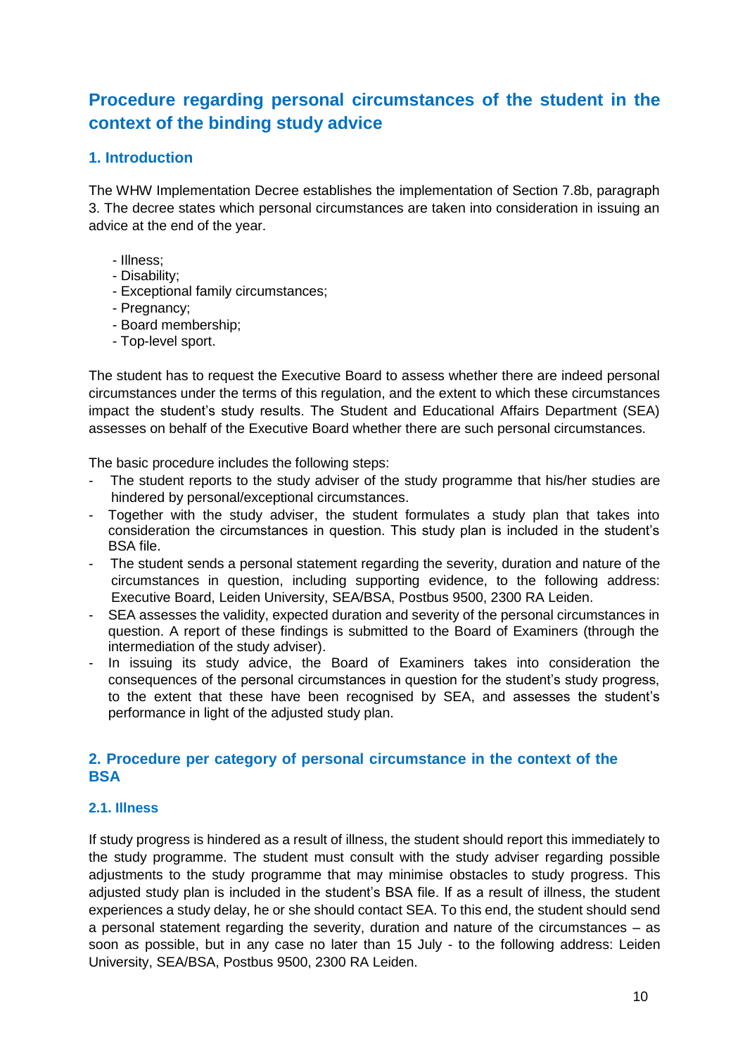# Procedure regarding personal circumstances of the student in the context of the binding study advice

## 1. Introduction

The WHW Implementation Decree establishes the implementation of Section 7.8b, paragraph 3. The decree states which personal circumstances are taken into consideration in issuing an advice at the end of the year.

- Illness;
- Disability;
- Exceptional family circumstances;
- Pregnancy;
- Board membership;
- Top-level sport.

The student has to request the Executive Board to assess whether there are indeed personal circumstances under the terms of this regulation, and the extent to which these circumstances impact the student's study results. The Student and Educational Affairs Department (SEA) assesses on behalf of the Executive Board whether there are such personal circumstances.

The basic procedure includes the following steps:

- The student reports to the study adviser of the study programme that his/her studies are hindered by personal/exceptional circumstances.
- Together with the study adviser, the student formulates a study plan that takes into consideration the circumstances in question. This study plan is included in the student's BSA file.
- The student sends a personal statement regarding the severity, duration and nature of the circumstances in question, including supporting evidence, to the following address: Executive Board, Leiden University, SEA/BSA, Postbus 9500, 2300 RA Leiden.
- SEA assesses the validity, expected duration and severity of the personal circumstances in question. A report of these findings is submitted to the Board of Examiners (through the intermediation of the study adviser).
- In issuing its study advice, the Board of Examiners takes into consideration the consequences of the personal circumstances in question for the student's study progress, to the extent that these have been recognised by SEA, and assesses the student's performance in light of the adjusted study plan.

## 2. Procedure per category of personal circumstance in the context of the BSA

### 2.1. Illness

If study progress is hindered as a result of illness, the student should report this immediately to the study programme. The student must consult with the study adviser regarding possible adjustments to the study programme that may minimise obstacles to study progress. This adjusted study plan is included in the student's BSA file. If as a result of illness, the student experiences a study delay, he or she should contact SEA. To this end, the student should send a personal statement regarding the severity, duration and nature of the circumstances – as soon as possible, but in any case no later than 15 July - to the following address: Leiden University, SEA/BSA, Postbus 9500, 2300 RA Leiden.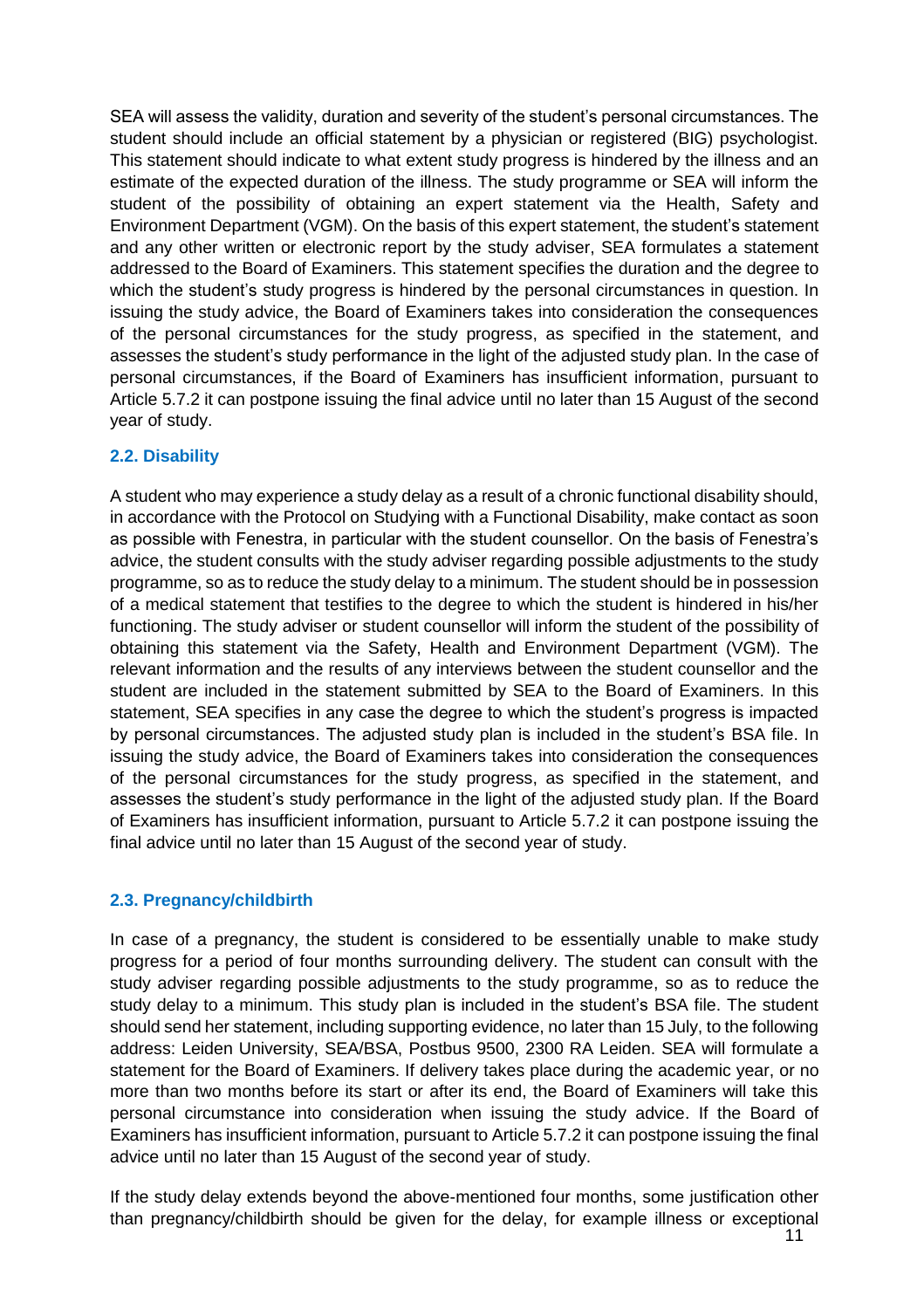SEA will assess the validity, duration and severity of the student's personal circumstances. The student should include an official statement by a physician or registered (BIG) psychologist. This statement should indicate to what extent study progress is hindered by the illness and an estimate of the expected duration of the illness. The study programme or SEA will inform the student of the possibility of obtaining an expert statement via the Health, Safety and Environment Department (VGM). On the basis of this expert statement, the student's statement and any other written or electronic report by the study adviser, SEA formulates a statement addressed to the Board of Examiners. This statement specifies the duration and the degree to which the student's study progress is hindered by the personal circumstances in question. In issuing the study advice, the Board of Examiners takes into consideration the consequences of the personal circumstances for the study progress, as specified in the statement, and assesses the student's study performance in the light of the adjusted study plan. In the case of personal circumstances, if the Board of Examiners has insufficient information, pursuant to Article 5.7.2 it can postpone issuing the final advice until no later than 15 August of the second year of study.

### 2.2. Disability

A student who may experience a study delay as a result of a chronic functional disability should, in accordance with the Protocol on Studying with a Functional Disability, make contact as soon as possible with Fenestra, in particular with the student counsellor. On the basis of Fenestra's advice, the student consults with the study adviser regarding possible adjustments to the study programme, so as to reduce the study delay to a minimum. The student should be in possession of a medical statement that testifies to the degree to which the student is hindered in his/her functioning. The study adviser or student counsellor will inform the student of the possibility of obtaining this statement via the Safety, Health and Environment Department (VGM). The relevant information and the results of any interviews between the student counsellor and the student are included in the statement submitted by SEA to the Board of Examiners. In this statement, SEA specifies in any case the degree to which the student's progress is impacted by personal circumstances. The adjusted study plan is included in the student's BSA file. In issuing the study advice, the Board of Examiners takes into consideration the consequences of the personal circumstances for the study progress, as specified in the statement, and assesses the student's study performance in the light of the adjusted study plan. If the Board of Examiners has insufficient information, pursuant to Article 5.7.2 it can postpone issuing the final advice until no later than 15 August of the second year of study.

### 2.3. Pregnancy/childbirth

In case of a pregnancy, the student is considered to be essentially unable to make study progress for a period of four months surrounding delivery. The student can consult with the study adviser regarding possible adjustments to the study programme, so as to reduce the study delay to a minimum. This study plan is included in the student's BSA file. The student should send her statement, including supporting evidence, no later than 15 July, to the following address: Leiden University, SEA/BSA, Postbus 9500, 2300 RA Leiden. SEA will formulate a statement for the Board of Examiners. If delivery takes place during the academic year, or no more than two months before its start or after its end, the Board of Examiners will take this personal circumstance into consideration when issuing the study advice. If the Board of Examiners has insufficient information, pursuant to Article 5.7.2 it can postpone issuing the final advice until no later than 15 August of the second year of study.

If the study delay extends beyond the above-mentioned four months, some justification other than pregnancy/childbirth should be given for the delay, for example illness or exceptional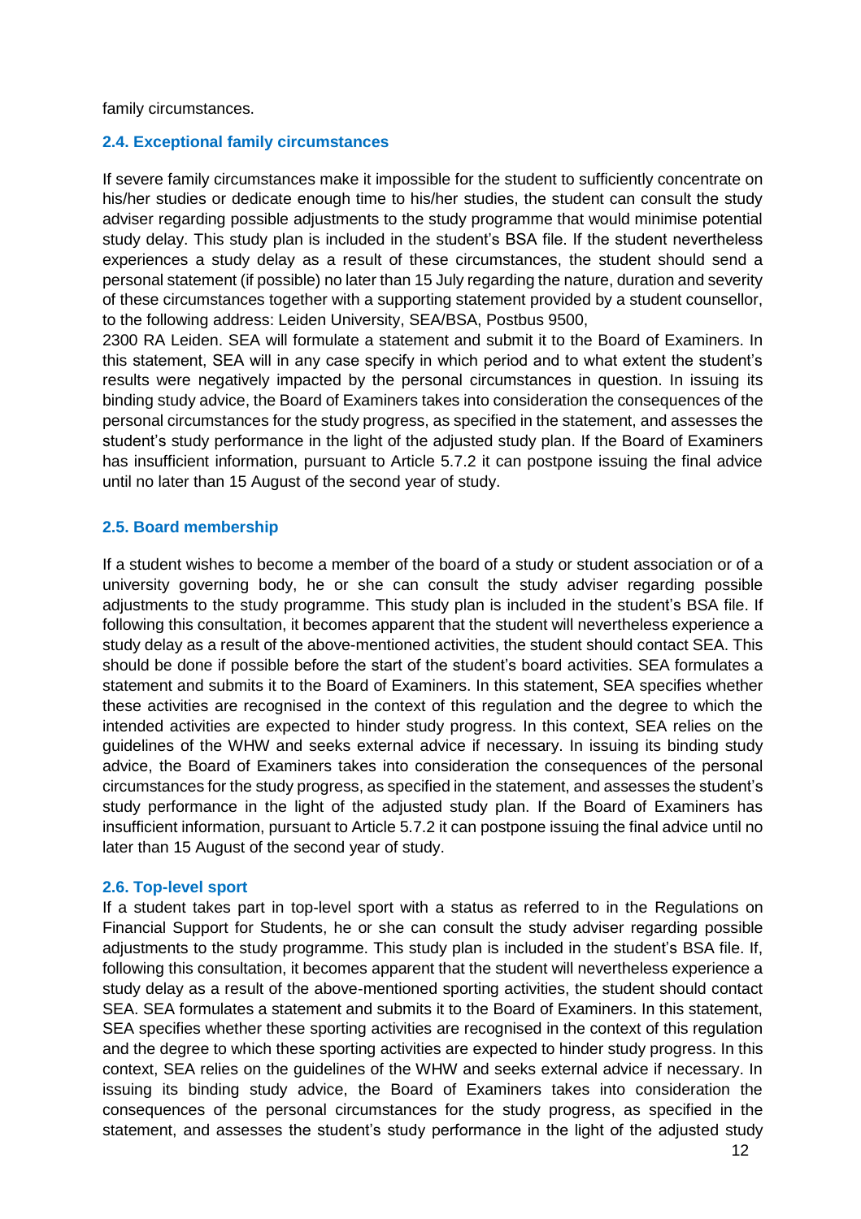family circumstances.

### 2.4. Exceptional family circumstances

If severe family circumstances make it impossible for the student to sufficiently concentrate on his/her studies or dedicate enough time to his/her studies, the student can consult the study adviser regarding possible adjustments to the study programme that would minimise potential study delay. This study plan is included in the student's BSA file. If the student nevertheless experiences a study delay as a result of these circumstances, the student should send a personal statement (if possible) no later than 15 July regarding the nature, duration and severity of these circumstances together with a supporting statement provided by a student counsellor, to the following address: Leiden University, SEA/BSA, Postbus 9500, 2300 RA Leiden. SEA will formulate a statement and submit it to the Board of Examiners. In this statement, SEA will in any case specify in which period and to what extent the student's results were negatively impacted by the personal circumstances in question. In issuing its binding study advice, the Board of Examiners takes into consideration the consequences of the personal circumstances for the study progress, as specified in the statement, and assesses the student's study performance in the light of the adjusted study plan. If the Board of Examiners has insufficient information, pursuant to Article 5.7.2 it can postpone issuing the final advice until no later than 15 August of the second year of study.

### 2.5. Board membership

If a student wishes to become a member of the board of a study or student association or of a university governing body, he or she can consult the study adviser regarding possible adjustments to the study programme. This study plan is included in the student's BSA file. If following this consultation, it becomes apparent that the student will nevertheless experience a study delay as a result of the above-mentioned activities, the student should contact SEA. This should be done if possible before the start of the student's board activities. SEA formulates a statement and submits it to the Board of Examiners. In this statement, SEA specifies whether these activities are recognised in the context of this regulation and the degree to which the intended activities are expected to hinder study progress. In this context, SEA relies on the guidelines of the WHW and seeks external advice if necessary. In issuing its binding study advice, the Board of Examiners takes into consideration the consequences of the personal circumstances for the study progress, as specified in the statement, and assesses the student's study performance in the light of the adjusted study plan. If the Board of Examiners has insufficient information, pursuant to Article 5.7.2 it can postpone issuing the final advice until no later than 15 August of the second year of study.

### 2.6. Top-level sport

If a student takes part in top-level sport with a status as referred to in the Regulations on Financial Support for Students, he or she can consult the study adviser regarding possible adjustments to the study programme. This study plan is included in the student's BSA file. If, following this consultation, it becomes apparent that the student will nevertheless experience a study delay as a result of the above-mentioned sporting activities, the student should contact SEA. SEA formulates a statement and submits it to the Board of Examiners. In this statement, SEA specifies whether these sporting activities are recognised in the context of this regulation and the degree to which these sporting activities are expected to hinder study progress. In this context, SEA relies on the guidelines of the WHW and seeks external advice if necessary. In issuing its binding study advice, the Board of Examiners takes into consideration the consequences of the personal circumstances for the study progress, as specified in the statement, and assesses the student's study performance in the light of the adjusted study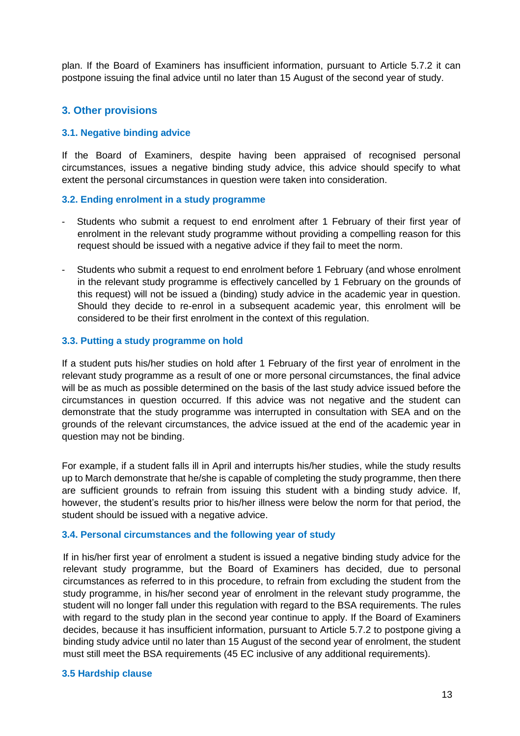plan. If the Board of Examiners has insufficient information, pursuant to Article 5.7.2 it can postpone issuing the final advice until no later than 15 August of the second year of study.

## 3. Other provisions

### 3.1. Negative binding advice

If the Board of Examiners, despite having been appraised of recognised personal circumstances, issues a negative binding study advice, this advice should specify to what extent the personal circumstances in question were taken into consideration.

### 3.2. Ending enrolment in a study programme

- Students who submit a request to end enrolment after 1 February of their first year of enrolment in the relevant study programme without providing a compelling reason for this request should be issued with a negative advice if they fail to meet the norm.
- Students who submit a request to end enrolment before 1 February (and whose enrolment in the relevant study programme is effectively cancelled by 1 February on the grounds of this request) will not be issued a (binding) study advice in the academic year in question. Should they decide to re-enrol in a subsequent academic year, this enrolment will be considered to be their first enrolment in the context of this regulation.

### 3.3. Putting a study programme on hold

If a student puts his/her studies on hold after 1 February of the first year of enrolment in the relevant study programme as a result of one or more personal circumstances, the final advice will be as much as possible determined on the basis of the last study advice issued before the circumstances in question occurred. If this advice was not negative and the student can demonstrate that the study programme was interrupted in consultation with SEA and on the grounds of the relevant circumstances, the advice issued at the end of the academic year in question may not be binding.

For example, if a student falls ill in April and interrupts his/her studies, while the study results up to March demonstrate that he/she is capable of completing the study programme, then there are sufficient grounds to refrain from issuing this student with a binding study advice. If, however, the student's results prior to his/her illness were below the norm for that period, the student should be issued with a negative advice.

### 3.4. Personal circumstances and the following year of study

If in his/her first year of enrolment a student is issued a negative binding study advice for the relevant study programme, but the Board of Examiners has decided, due to personal circumstances as referred to in this procedure, to refrain from excluding the student from the study programme, in his/her second year of enrolment in the relevant study programme, the student will no longer fall under this regulation with regard to the BSA requirements. The rules with regard to the study plan in the second year continue to apply. If the Board of Examiners decides, because it has insufficient information, pursuant to Article 5.7.2 to postpone giving a binding study advice until no later than 15 August of the second year of enrolment, the student must still meet the BSA requirements (45 EC inclusive of any additional requirements).

### 3.5 Hardship clause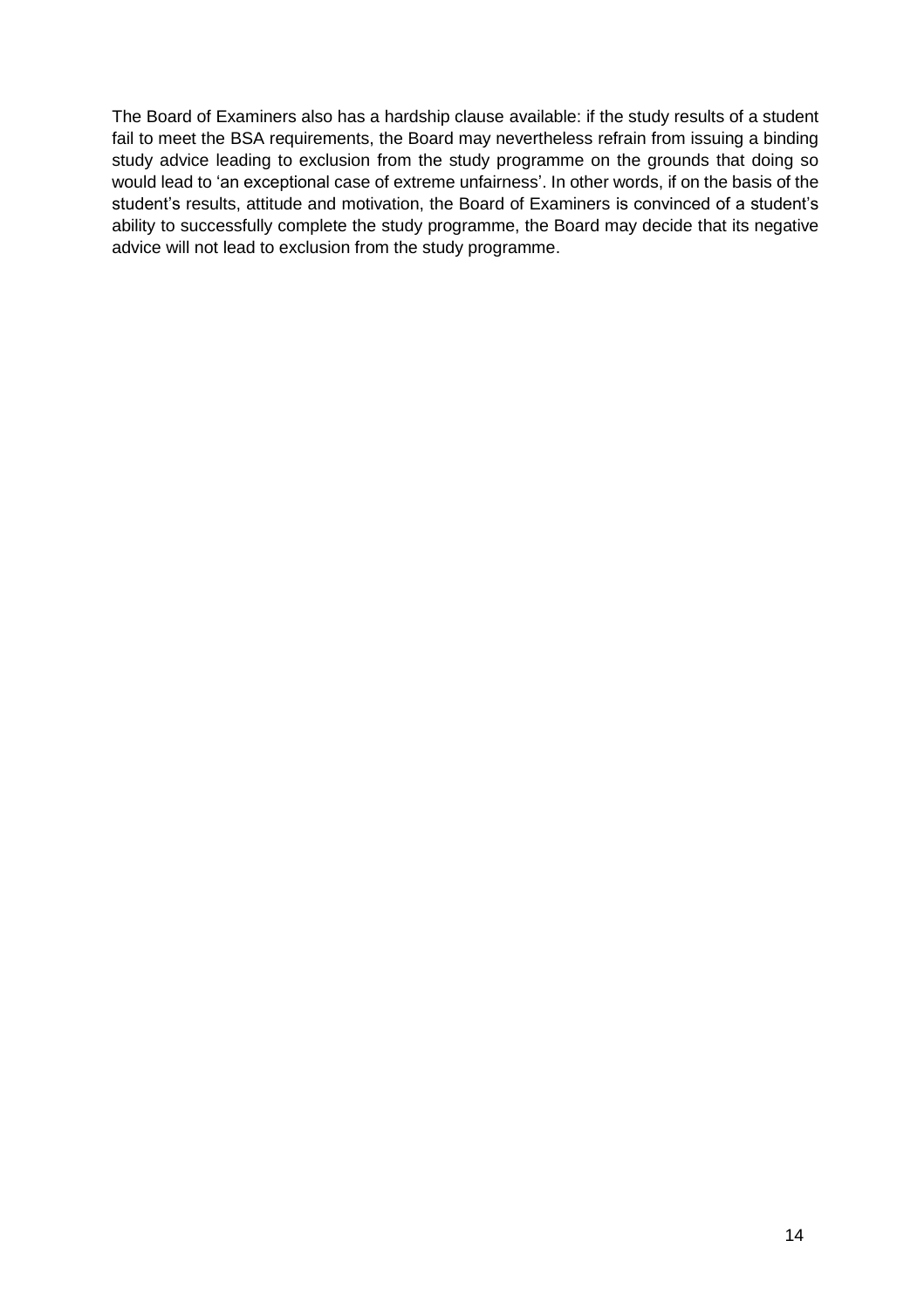The Board of Examiners also has a hardship clause available: if the study results of a student fail to meet the BSA requirements, the Board may nevertheless refrain from issuing a binding study advice leading to exclusion from the study programme on the grounds that doing so would lead to 'an exceptional case of extreme unfairness'. In other words, if on the basis of the student's results, attitude and motivation, the Board of Examiners is convinced of a student's ability to successfully complete the study programme, the Board may decide that its negative advice will not lead to exclusion from the study programme.